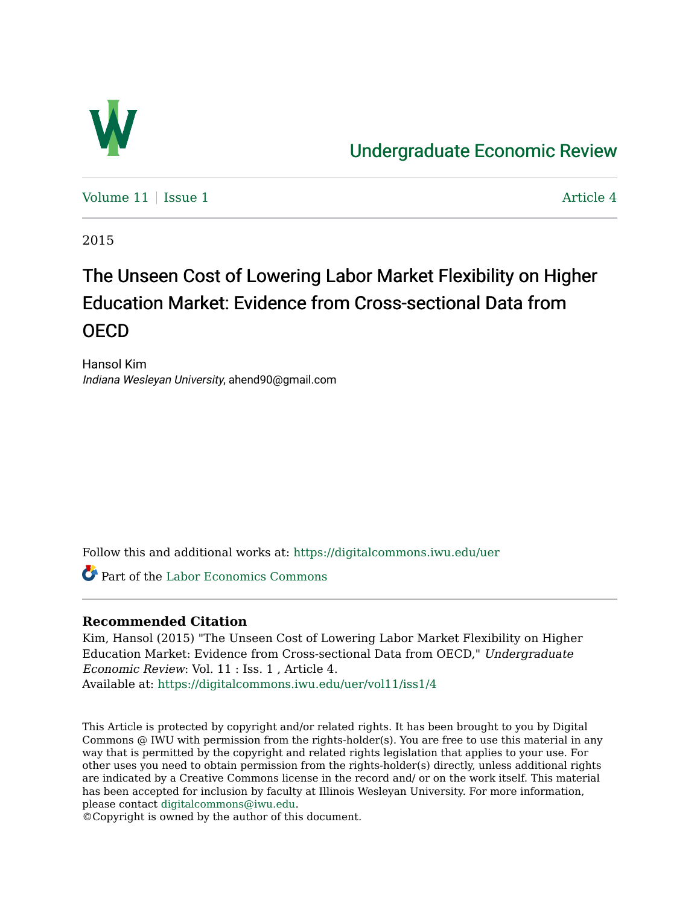# Undergraduate Economic Review

Volume 11 | Issue 1 Article 4

2015

## The Unseen Cost of Lowering Labor Market Flexibility on Higher Education Market: Evidence from Cross-sectional Data from OECD

Hansol Kim
*Indiana Wesleyan University*, ahend90@gmail.com

Follow this and additional works at: https://digitalcommons.iwu.edu/uer

Part of the Labor Economics Commons

**Recommended Citation**

Kim, Hansol (2015) "The Unseen Cost of Lowering Labor Market Flexibility on Higher Education Market: Evidence from Cross-sectional Data from OECD," *Undergraduate Economic Review*: Vol. 11 : Iss. 1 , Article 4.
Available at: https://digitalcommons.iwu.edu/uer/vol11/iss1/4

This Article is protected by copyright and/or related rights. It has been brought to you by Digital Commons @ IWU with permission from the rights-holder(s). You are free to use this material in any way that is permitted by the copyright and related rights legislation that applies to your use. For other uses you need to obtain permission from the rights-holder(s) directly, unless additional rights are indicated by a Creative Commons license in the record and/ or on the work itself. This material has been accepted for inclusion by faculty at Illinois Wesleyan University. For more information, please contact digitalcommons@iwu.edu.
©Copyright is owned by the author of this document.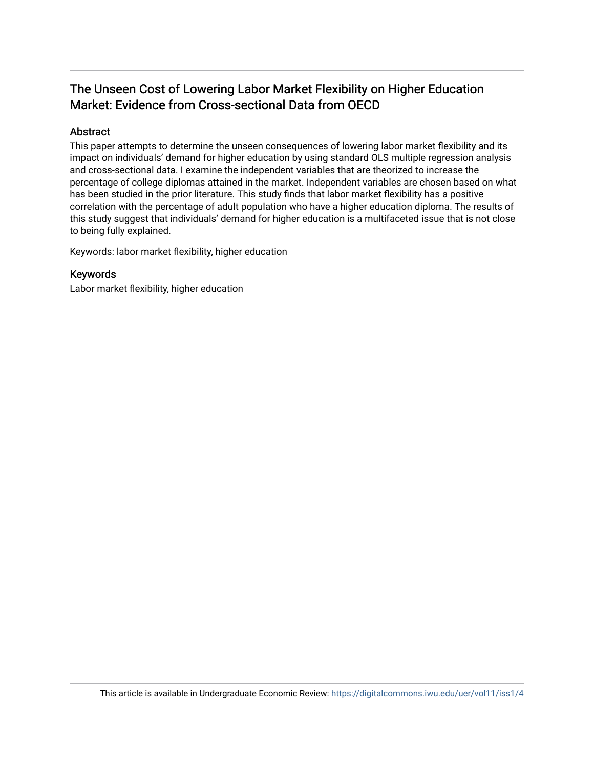# The Unseen Cost of Lowering Labor Market Flexibility on Higher Education Market: Evidence from Cross-sectional Data from OECD

## Abstract

This paper attempts to determine the unseen consequences of lowering labor market flexibility and its impact on individuals' demand for higher education by using standard OLS multiple regression analysis and cross-sectional data. I examine the independent variables that are theorized to increase the percentage of college diplomas attained in the market. Independent variables are chosen based on what has been studied in the prior literature. This study finds that labor market flexibility has a positive correlation with the percentage of adult population who have a higher education diploma. The results of this study suggest that individuals' demand for higher education is a multifaceted issue that is not close to being fully explained.

Keywords: labor market flexibility, higher education

## Keywords

Labor market flexibility, higher education

This article is available in Undergraduate Economic Review: https://digitalcommons.iwu.edu/uer/vol11/iss1/4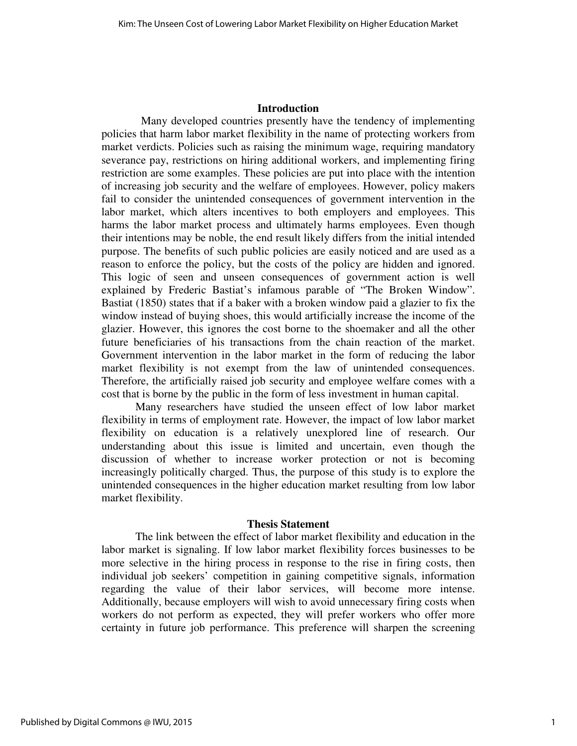## Introduction

Many developed countries presently have the tendency of implementing policies that harm labor market flexibility in the name of protecting workers from market verdicts. Policies such as raising the minimum wage, requiring mandatory severance pay, restrictions on hiring additional workers, and implementing firing restriction are some examples. These policies are put into place with the intention of increasing job security and the welfare of employees. However, policy makers fail to consider the unintended consequences of government intervention in the labor market, which alters incentives to both employers and employees. This harms the labor market process and ultimately harms employees. Even though their intentions may be noble, the end result likely differs from the initial intended purpose. The benefits of such public policies are easily noticed and are used as a reason to enforce the policy, but the costs of the policy are hidden and ignored. This logic of seen and unseen consequences of government action is well explained by Frederic Bastiat's infamous parable of "The Broken Window". Bastiat (1850) states that if a baker with a broken window paid a glazier to fix the window instead of buying shoes, this would artificially increase the income of the glazier. However, this ignores the cost borne to the shoemaker and all the other future beneficiaries of his transactions from the chain reaction of the market. Government intervention in the labor market in the form of reducing the labor market flexibility is not exempt from the law of unintended consequences. Therefore, the artificially raised job security and employee welfare comes with a cost that is borne by the public in the form of less investment in human capital.

Many researchers have studied the unseen effect of low labor market flexibility in terms of employment rate. However, the impact of low labor market flexibility on education is a relatively unexplored line of research. Our understanding about this issue is limited and uncertain, even though the discussion of whether to increase worker protection or not is becoming increasingly politically charged. Thus, the purpose of this study is to explore the unintended consequences in the higher education market resulting from low labor market flexibility.

## Thesis Statement

The link between the effect of labor market flexibility and education in the labor market is signaling. If low labor market flexibility forces businesses to be more selective in the hiring process in response to the rise in firing costs, then individual job seekers' competition in gaining competitive signals, information regarding the value of their labor services, will become more intense. Additionally, because employers will wish to avoid unnecessary firing costs when workers do not perform as expected, they will prefer workers who offer more certainty in future job performance. This preference will sharpen the screening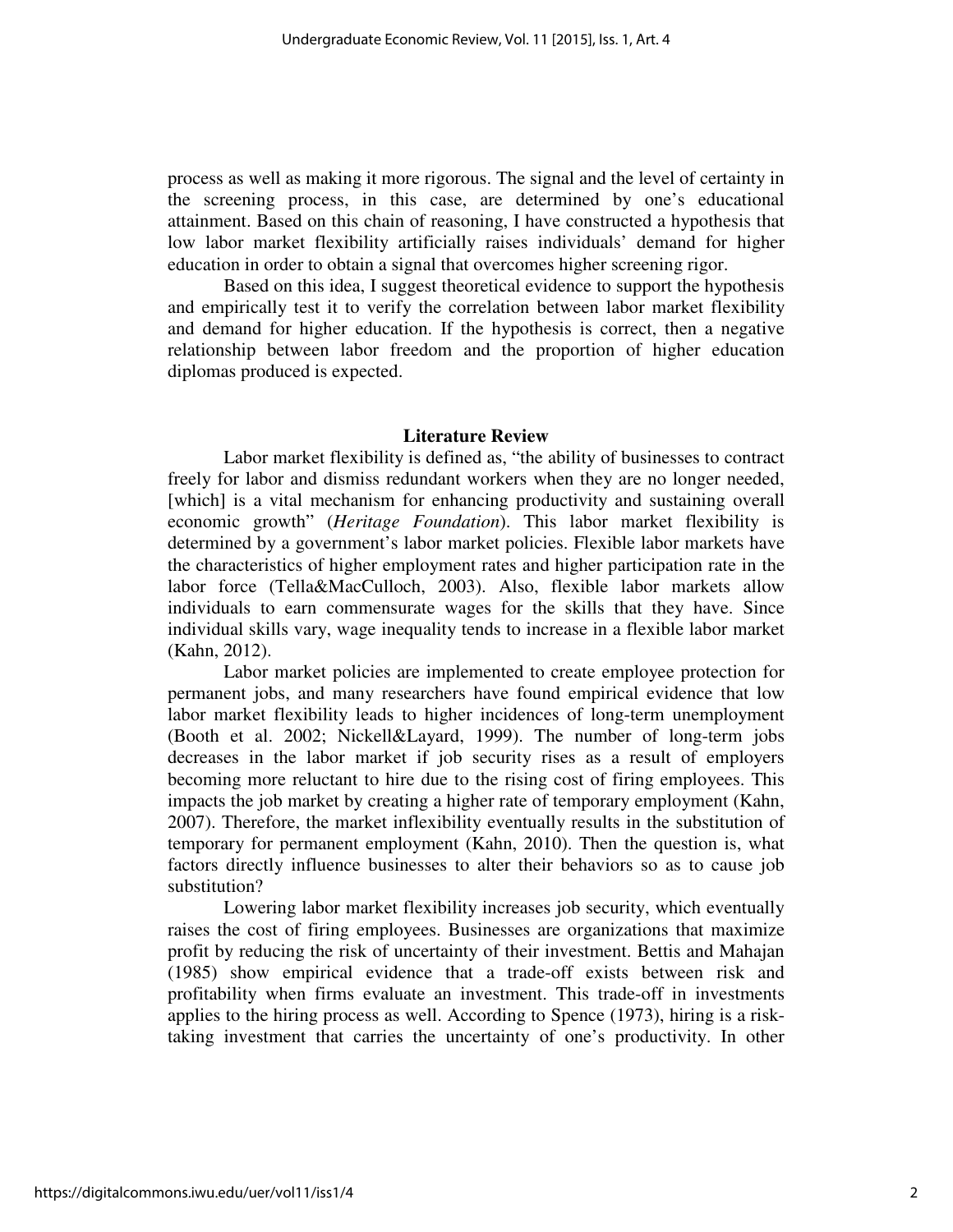process as well as making it more rigorous. The signal and the level of certainty in the screening process, in this case, are determined by one's educational attainment. Based on this chain of reasoning, I have constructed a hypothesis that low labor market flexibility artificially raises individuals' demand for higher education in order to obtain a signal that overcomes higher screening rigor.

Based on this idea, I suggest theoretical evidence to support the hypothesis and empirically test it to verify the correlation between labor market flexibility and demand for higher education. If the hypothesis is correct, then a negative relationship between labor freedom and the proportion of higher education diplomas produced is expected.

## Literature Review

Labor market flexibility is defined as, "the ability of businesses to contract freely for labor and dismiss redundant workers when they are no longer needed, [which] is a vital mechanism for enhancing productivity and sustaining overall economic growth" (*Heritage Foundation*). This labor market flexibility is determined by a government's labor market policies. Flexible labor markets have the characteristics of higher employment rates and higher participation rate in the labor force (Tella&MacCulloch, 2003). Also, flexible labor markets allow individuals to earn commensurate wages for the skills that they have. Since individual skills vary, wage inequality tends to increase in a flexible labor market (Kahn, 2012).

Labor market policies are implemented to create employee protection for permanent jobs, and many researchers have found empirical evidence that low labor market flexibility leads to higher incidences of long-term unemployment (Booth et al. 2002; Nickell&Layard, 1999). The number of long-term jobs decreases in the labor market if job security rises as a result of employers becoming more reluctant to hire due to the rising cost of firing employees. This impacts the job market by creating a higher rate of temporary employment (Kahn, 2007). Therefore, the market inflexibility eventually results in the substitution of temporary for permanent employment (Kahn, 2010). Then the question is, what factors directly influence businesses to alter their behaviors so as to cause job substitution?

Lowering labor market flexibility increases job security, which eventually raises the cost of firing employees. Businesses are organizations that maximize profit by reducing the risk of uncertainty of their investment. Bettis and Mahajan (1985) show empirical evidence that a trade-off exists between risk and profitability when firms evaluate an investment. This trade-off in investments applies to the hiring process as well. According to Spence (1973), hiring is a risk-taking investment that carries the uncertainty of one's productivity. In other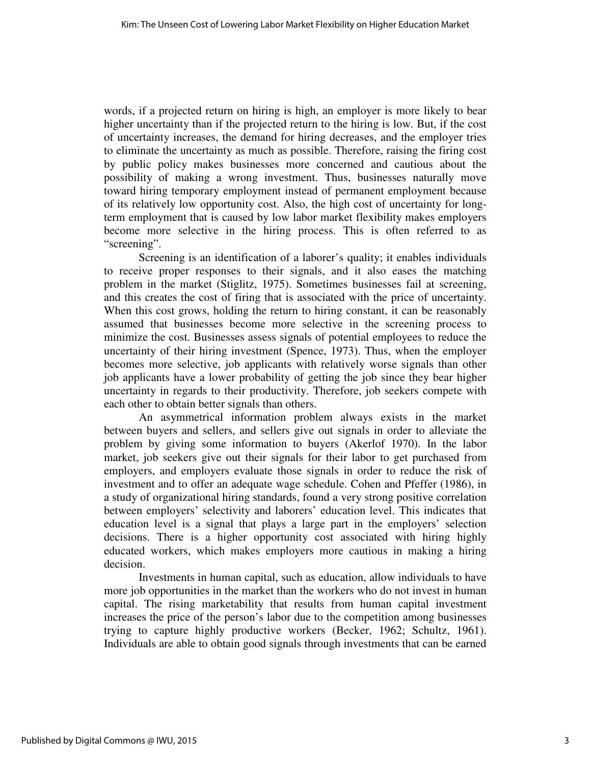words, if a projected return on hiring is high, an employer is more likely to bear higher uncertainty than if the projected return to the hiring is low. But, if the cost of uncertainty increases, the demand for hiring decreases, and the employer tries to eliminate the uncertainty as much as possible. Therefore, raising the firing cost by public policy makes businesses more concerned and cautious about the possibility of making a wrong investment. Thus, businesses naturally move toward hiring temporary employment instead of permanent employment because of its relatively low opportunity cost. Also, the high cost of uncertainty for long-term employment that is caused by low labor market flexibility makes employers become more selective in the hiring process. This is often referred to as "screening".

Screening is an identification of a laborer's quality; it enables individuals to receive proper responses to their signals, and it also eases the matching problem in the market (Stiglitz, 1975). Sometimes businesses fail at screening, and this creates the cost of firing that is associated with the price of uncertainty. When this cost grows, holding the return to hiring constant, it can be reasonably assumed that businesses become more selective in the screening process to minimize the cost. Businesses assess signals of potential employees to reduce the uncertainty of their hiring investment (Spence, 1973). Thus, when the employer becomes more selective, job applicants with relatively worse signals than other job applicants have a lower probability of getting the job since they bear higher uncertainty in regards to their productivity. Therefore, job seekers compete with each other to obtain better signals than others.

An asymmetrical information problem always exists in the market between buyers and sellers, and sellers give out signals in order to alleviate the problem by giving some information to buyers (Akerlof 1970). In the labor market, job seekers give out their signals for their labor to get purchased from employers, and employers evaluate those signals in order to reduce the risk of investment and to offer an adequate wage schedule. Cohen and Pfeffer (1986), in a study of organizational hiring standards, found a very strong positive correlation between employers' selectivity and laborers' education level. This indicates that education level is a signal that plays a large part in the employers' selection decisions. There is a higher opportunity cost associated with hiring highly educated workers, which makes employers more cautious in making a hiring decision.

Investments in human capital, such as education, allow individuals to have more job opportunities in the market than the workers who do not invest in human capital. The rising marketability that results from human capital investment increases the price of the person's labor due to the competition among businesses trying to capture highly productive workers (Becker, 1962; Schultz, 1961). Individuals are able to obtain good signals through investments that can be earned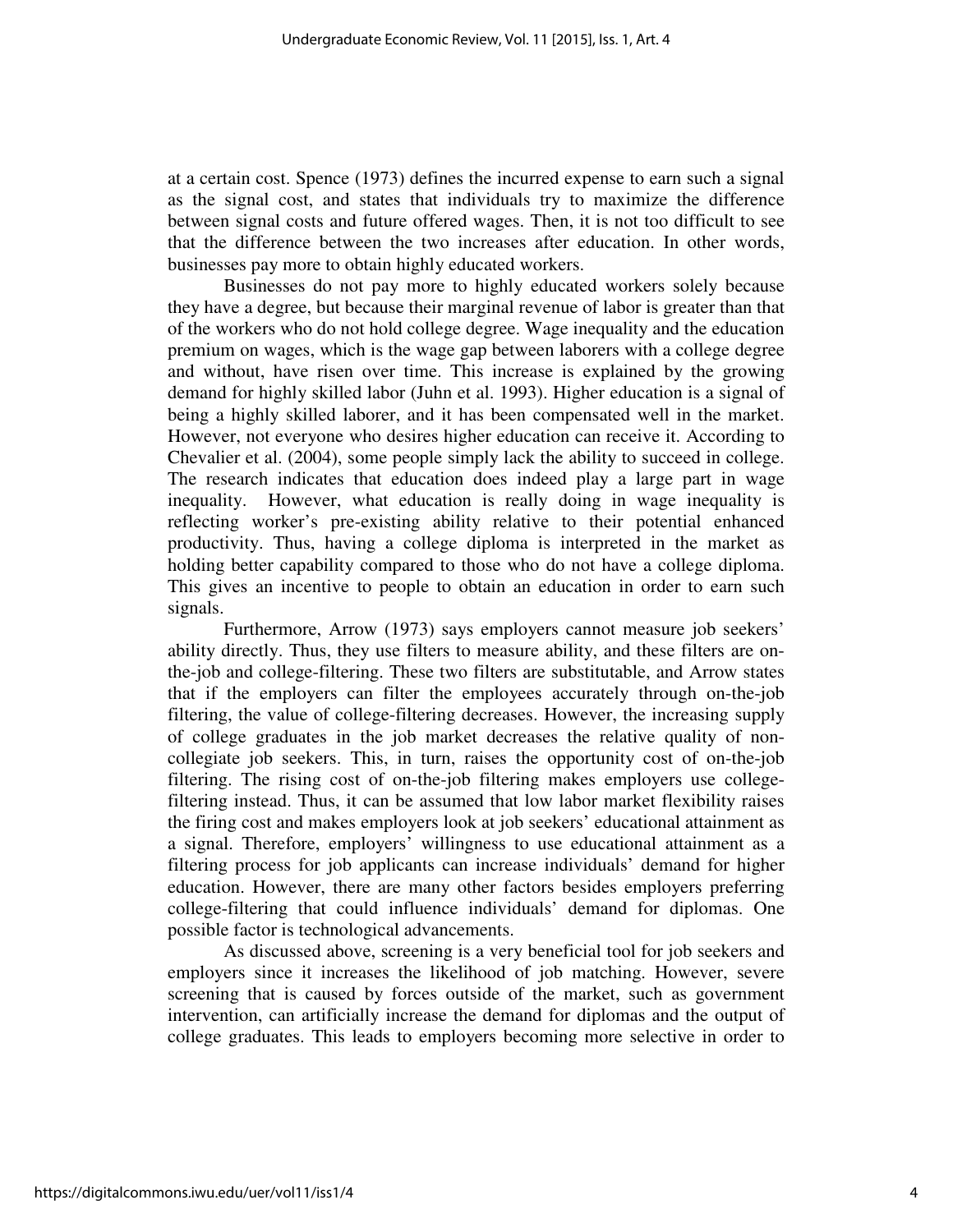at a certain cost. Spence (1973) defines the incurred expense to earn such a signal as the signal cost, and states that individuals try to maximize the difference between signal costs and future offered wages. Then, it is not too difficult to see that the difference between the two increases after education. In other words, businesses pay more to obtain highly educated workers.

Businesses do not pay more to highly educated workers solely because they have a degree, but because their marginal revenue of labor is greater than that of the workers who do not hold college degree. Wage inequality and the education premium on wages, which is the wage gap between laborers with a college degree and without, have risen over time. This increase is explained by the growing demand for highly skilled labor (Juhn et al. 1993). Higher education is a signal of being a highly skilled laborer, and it has been compensated well in the market. However, not everyone who desires higher education can receive it. According to Chevalier et al. (2004), some people simply lack the ability to succeed in college. The research indicates that education does indeed play a large part in wage inequality. However, what education is really doing in wage inequality is reflecting worker's pre-existing ability relative to their potential enhanced productivity. Thus, having a college diploma is interpreted in the market as holding better capability compared to those who do not have a college diploma. This gives an incentive to people to obtain an education in order to earn such signals.

Furthermore, Arrow (1973) says employers cannot measure job seekers' ability directly. Thus, they use filters to measure ability, and these filters are on-the-job and college-filtering. These two filters are substitutable, and Arrow states that if the employers can filter the employees accurately through on-the-job filtering, the value of college-filtering decreases. However, the increasing supply of college graduates in the job market decreases the relative quality of non-collegiate job seekers. This, in turn, raises the opportunity cost of on-the-job filtering. The rising cost of on-the-job filtering makes employers use college-filtering instead. Thus, it can be assumed that low labor market flexibility raises the firing cost and makes employers look at job seekers' educational attainment as a signal. Therefore, employers' willingness to use educational attainment as a filtering process for job applicants can increase individuals' demand for higher education. However, there are many other factors besides employers preferring college-filtering that could influence individuals' demand for diplomas. One possible factor is technological advancements.

As discussed above, screening is a very beneficial tool for job seekers and employers since it increases the likelihood of job matching. However, severe screening that is caused by forces outside of the market, such as government intervention, can artificially increase the demand for diplomas and the output of college graduates. This leads to employers becoming more selective in order to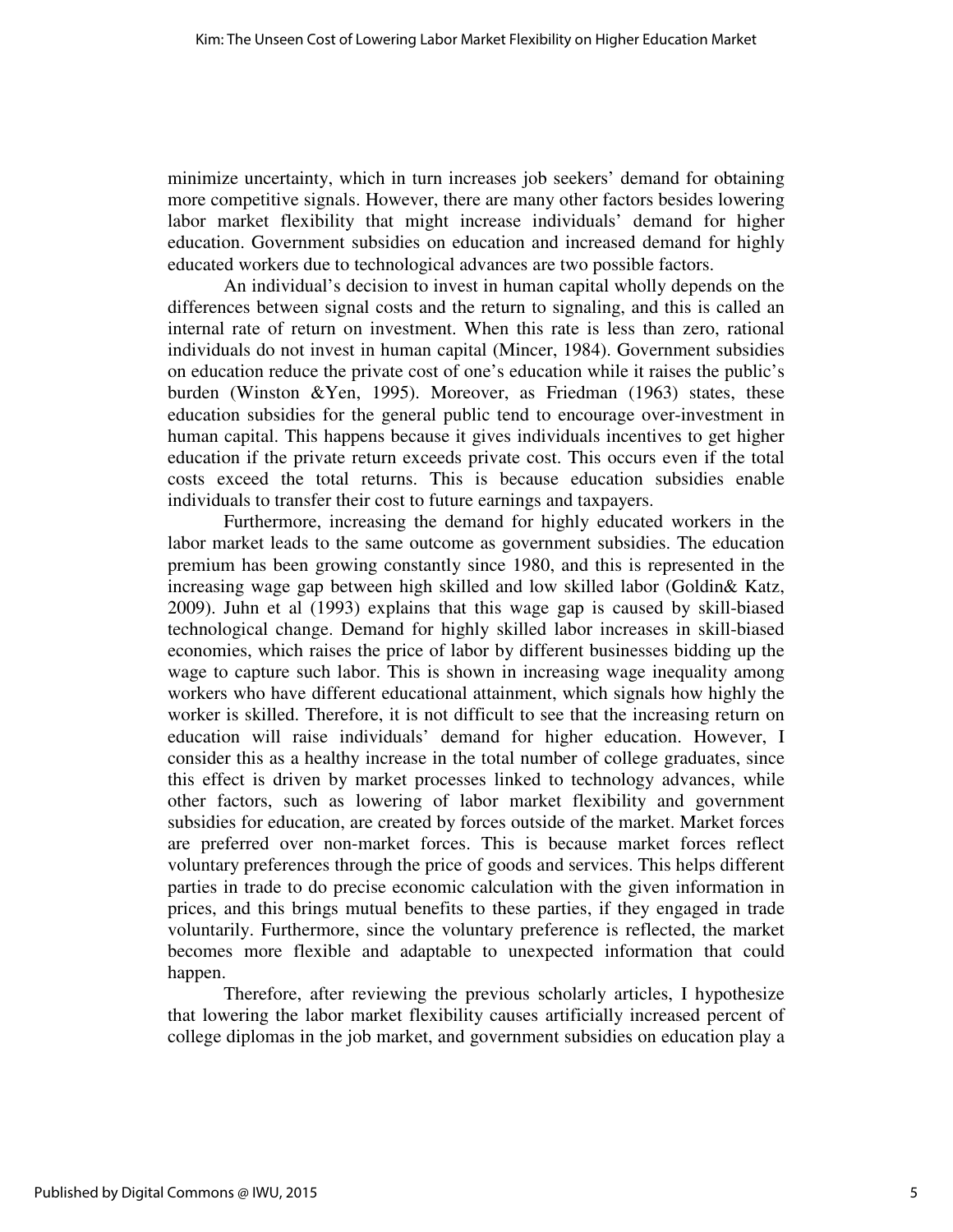minimize uncertainty, which in turn increases job seekers' demand for obtaining more competitive signals. However, there are many other factors besides lowering labor market flexibility that might increase individuals' demand for higher education. Government subsidies on education and increased demand for highly educated workers due to technological advances are two possible factors.

An individual's decision to invest in human capital wholly depends on the differences between signal costs and the return to signaling, and this is called an internal rate of return on investment. When this rate is less than zero, rational individuals do not invest in human capital (Mincer, 1984). Government subsidies on education reduce the private cost of one's education while it raises the public's burden (Winston &Yen, 1995). Moreover, as Friedman (1963) states, these education subsidies for the general public tend to encourage over-investment in human capital. This happens because it gives individuals incentives to get higher education if the private return exceeds private cost. This occurs even if the total costs exceed the total returns. This is because education subsidies enable individuals to transfer their cost to future earnings and taxpayers.

Furthermore, increasing the demand for highly educated workers in the labor market leads to the same outcome as government subsidies. The education premium has been growing constantly since 1980, and this is represented in the increasing wage gap between high skilled and low skilled labor (Goldin& Katz, 2009). Juhn et al (1993) explains that this wage gap is caused by skill-biased technological change. Demand for highly skilled labor increases in skill-biased economies, which raises the price of labor by different businesses bidding up the wage to capture such labor. This is shown in increasing wage inequality among workers who have different educational attainment, which signals how highly the worker is skilled. Therefore, it is not difficult to see that the increasing return on education will raise individuals' demand for higher education. However, I consider this as a healthy increase in the total number of college graduates, since this effect is driven by market processes linked to technology advances, while other factors, such as lowering of labor market flexibility and government subsidies for education, are created by forces outside of the market. Market forces are preferred over non-market forces. This is because market forces reflect voluntary preferences through the price of goods and services. This helps different parties in trade to do precise economic calculation with the given information in prices, and this brings mutual benefits to these parties, if they engaged in trade voluntarily. Furthermore, since the voluntary preference is reflected, the market becomes more flexible and adaptable to unexpected information that could happen.

Therefore, after reviewing the previous scholarly articles, I hypothesize that lowering the labor market flexibility causes artificially increased percent of college diplomas in the job market, and government subsidies on education play a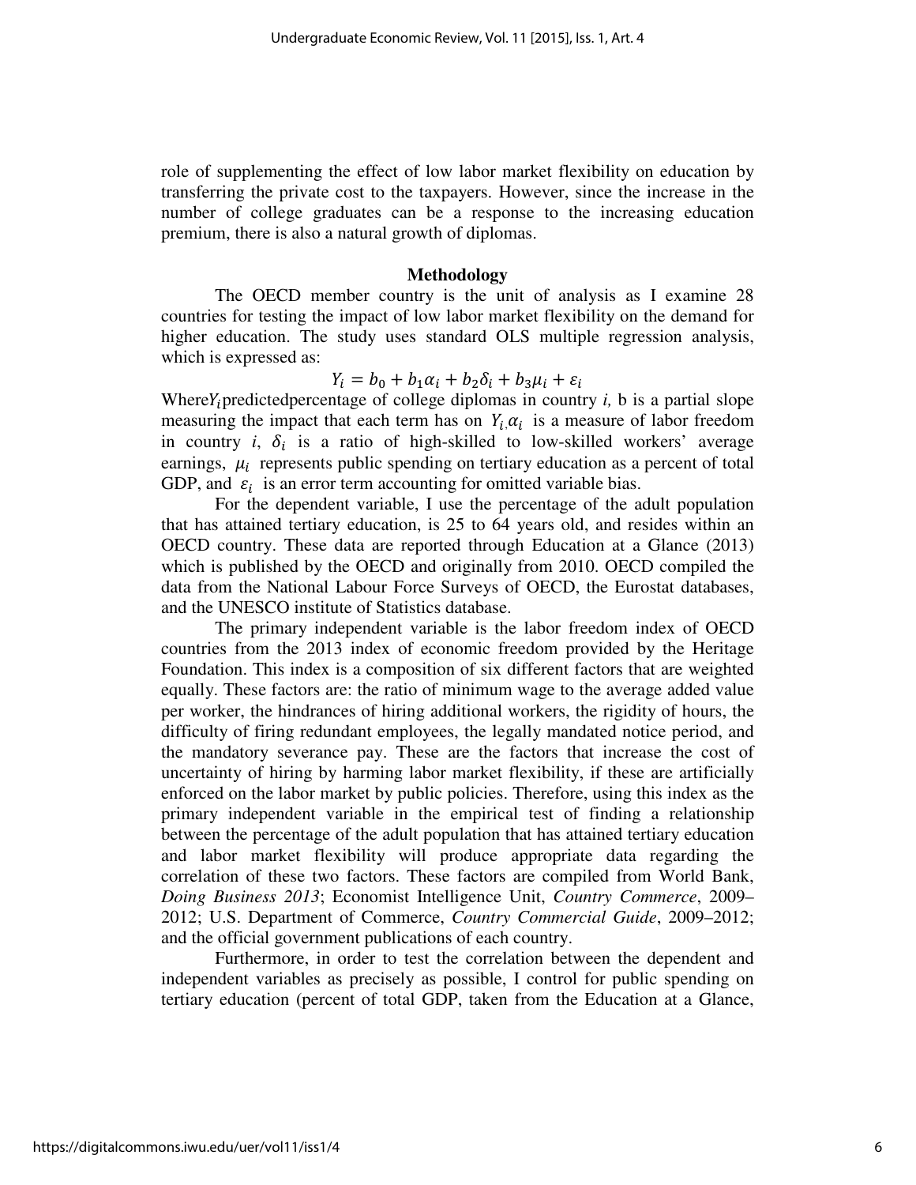role of supplementing the effect of low labor market flexibility on education by transferring the private cost to the taxpayers. However, since the increase in the number of college graduates can be a response to the increasing education premium, there is also a natural growth of diplomas.

## Methodology

The OECD member country is the unit of analysis as I examine 28 countries for testing the impact of low labor market flexibility on the demand for higher education. The study uses standard OLS multiple regression analysis, which is expressed as:

$$Y_i = b_0 + b_1\alpha_i + b_2\delta_i + b_3\mu_i + \varepsilon_i$$

Where $Y_i$ predicted percentage of college diplomas in country *i,* b is a partial slope measuring the impact that each term has on $Y_i$, $\alpha_i$ is a measure of labor freedom in country *i*, $\delta_i$ is a ratio of high-skilled to low-skilled workers' average earnings, $\mu_i$ represents public spending on tertiary education as a percent of total GDP, and $\varepsilon_i$ is an error term accounting for omitted variable bias.

For the dependent variable, I use the percentage of the adult population that has attained tertiary education, is 25 to 64 years old, and resides within an OECD country. These data are reported through Education at a Glance (2013) which is published by the OECD and originally from 2010. OECD compiled the data from the National Labour Force Surveys of OECD, the Eurostat databases, and the UNESCO institute of Statistics database.

The primary independent variable is the labor freedom index of OECD countries from the 2013 index of economic freedom provided by the Heritage Foundation. This index is a composition of six different factors that are weighted equally. These factors are: the ratio of minimum wage to the average added value per worker, the hindrances of hiring additional workers, the rigidity of hours, the difficulty of firing redundant employees, the legally mandated notice period, and the mandatory severance pay. These are the factors that increase the cost of uncertainty of hiring by harming labor market flexibility, if these are artificially enforced on the labor market by public policies. Therefore, using this index as the primary independent variable in the empirical test of finding a relationship between the percentage of the adult population that has attained tertiary education and labor market flexibility will produce appropriate data regarding the correlation of these two factors. These factors are compiled from World Bank, *Doing Business 2013*; Economist Intelligence Unit, *Country Commerce*, 2009–2012; U.S. Department of Commerce, *Country Commercial Guide*, 2009–2012; and the official government publications of each country.

Furthermore, in order to test the correlation between the dependent and independent variables as precisely as possible, I control for public spending on tertiary education (percent of total GDP, taken from the Education at a Glance,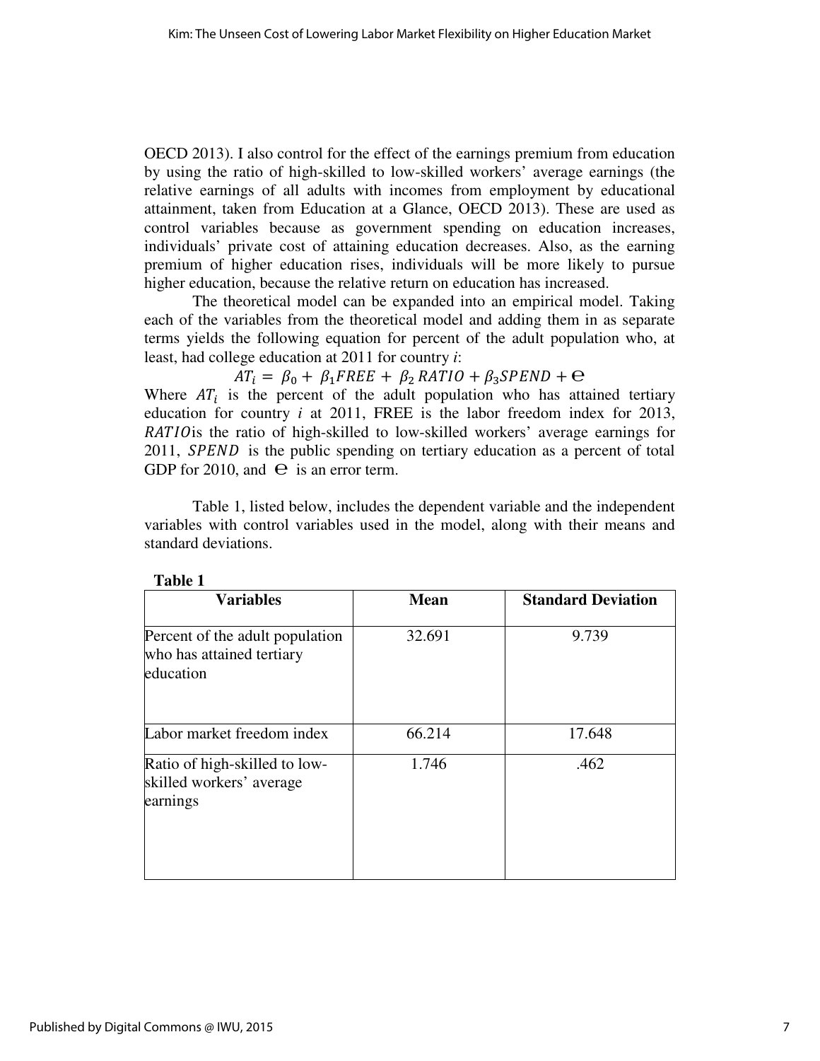OECD 2013). I also control for the effect of the earnings premium from education by using the ratio of high-skilled to low-skilled workers' average earnings (the relative earnings of all adults with incomes from employment by educational attainment, taken from Education at a Glance, OECD 2013). These are used as control variables because as government spending on education increases, individuals' private cost of attaining education decreases. Also, as the earning premium of higher education rises, individuals will be more likely to pursue higher education, because the relative return on education has increased.

The theoretical model can be expanded into an empirical model. Taking each of the variables from the theoretical model and adding them in as separate terms yields the following equation for percent of the adult population who, at least, had college education at 2011 for country *i*:

$$AT_i = \beta_0 + \beta_1 FREE + \beta_2 RATIO + \beta_3 SPEND + e$$

Where $AT_i$ is the percent of the adult population who has attained tertiary education for country *i* at 2011, FREE is the labor freedom index for 2013, $RATIO$ is the ratio of high-skilled to low-skilled workers' average earnings for 2011, $SPEND$ is the public spending on tertiary education as a percent of total GDP for 2010, and $e$ is an error term.

Table 1, listed below, includes the dependent variable and the independent variables with control variables used in the model, along with their means and standard deviations.

**Table 1**

| Variables | Mean | Standard Deviation |
|---|---|---|
| Percent of the adult population who has attained tertiary education | 32.691 | 9.739 |
| Labor market freedom index | 66.214 | 17.648 |
| Ratio of high-skilled to low-skilled workers' average earnings | 1.746 | .462 |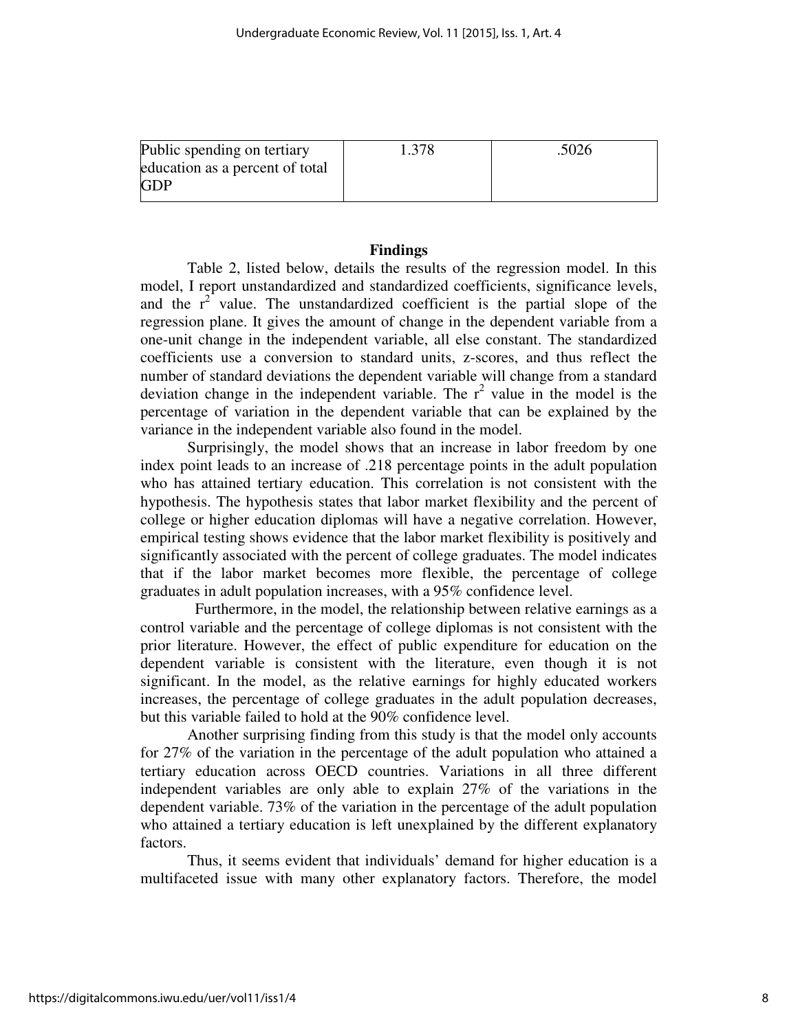| Public spending on tertiary education as a percent of total GDP | 1.378 | .5026 |
|---|---|---|

## Findings

Table 2, listed below, details the results of the regression model. In this model, I report unstandardized and standardized coefficients, significance levels, and the $r^2$ value. The unstandardized coefficient is the partial slope of the regression plane. It gives the amount of change in the dependent variable from a one-unit change in the independent variable, all else constant. The standardized coefficients use a conversion to standard units, z-scores, and thus reflect the number of standard deviations the dependent variable will change from a standard deviation change in the independent variable. The $r^2$ value in the model is the percentage of variation in the dependent variable that can be explained by the variance in the independent variable also found in the model.

Surprisingly, the model shows that an increase in labor freedom by one index point leads to an increase of .218 percentage points in the adult population who has attained tertiary education. This correlation is not consistent with the hypothesis. The hypothesis states that labor market flexibility and the percent of college or higher education diplomas will have a negative correlation. However, empirical testing shows evidence that the labor market flexibility is positively and significantly associated with the percent of college graduates. The model indicates that if the labor market becomes more flexible, the percentage of college graduates in adult population increases, with a 95% confidence level.

Furthermore, in the model, the relationship between relative earnings as a control variable and the percentage of college diplomas is not consistent with the prior literature. However, the effect of public expenditure for education on the dependent variable is consistent with the literature, even though it is not significant. In the model, as the relative earnings for highly educated workers increases, the percentage of college graduates in the adult population decreases, but this variable failed to hold at the 90% confidence level.

Another surprising finding from this study is that the model only accounts for 27% of the variation in the percentage of the adult population who attained a tertiary education across OECD countries. Variations in all three different independent variables are only able to explain 27% of the variations in the dependent variable. 73% of the variation in the percentage of the adult population who attained a tertiary education is left unexplained by the different explanatory factors.

Thus, it seems evident that individuals' demand for higher education is a multifaceted issue with many other explanatory factors. Therefore, the model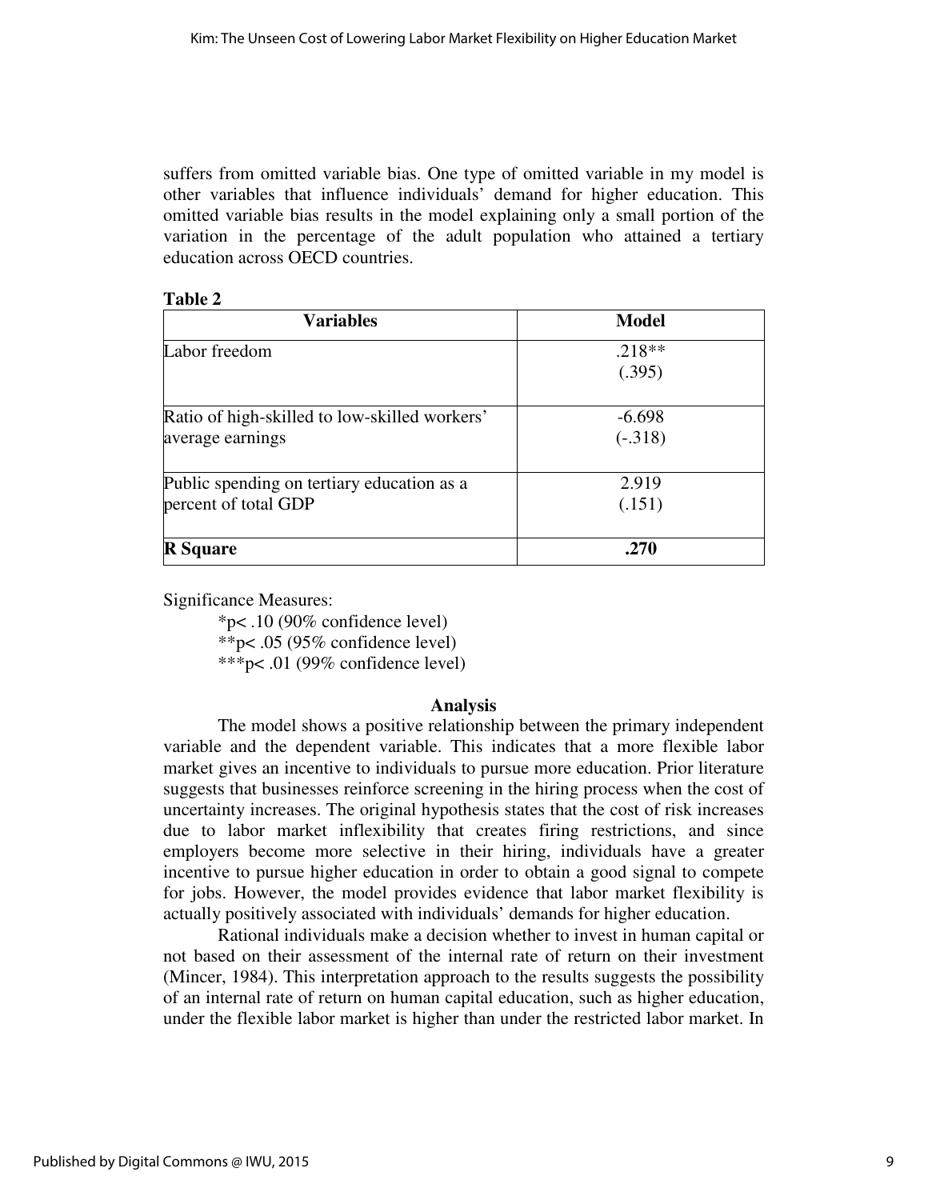suffers from omitted variable bias. One type of omitted variable in my model is other variables that influence individuals' demand for higher education. This omitted variable bias results in the model explaining only a small portion of the variation in the percentage of the adult population who attained a tertiary education across OECD countries.

**Table 2**

| **Variables** | **Model** |
|---|---|
| Labor freedom | .218** (.395) |
| Ratio of high-skilled to low-skilled workers' average earnings | -6.698 (-.318) |
| Public spending on tertiary education as a percent of total GDP | 2.919 (.151) |
| **R Square** | **.270** |

Significance Measures:

*p< .10 (90% confidence level)
**p< .05 (95% confidence level)
***p< .01 (99% confidence level)

## Analysis

The model shows a positive relationship between the primary independent variable and the dependent variable. This indicates that a more flexible labor market gives an incentive to individuals to pursue more education. Prior literature suggests that businesses reinforce screening in the hiring process when the cost of uncertainty increases. The original hypothesis states that the cost of risk increases due to labor market inflexibility that creates firing restrictions, and since employers become more selective in their hiring, individuals have a greater incentive to pursue higher education in order to obtain a good signal to compete for jobs. However, the model provides evidence that labor market flexibility is actually positively associated with individuals' demands for higher education.

Rational individuals make a decision whether to invest in human capital or not based on their assessment of the internal rate of return on their investment (Mincer, 1984). This interpretation approach to the results suggests the possibility of an internal rate of return on human capital education, such as higher education, under the flexible labor market is higher than under the restricted labor market. In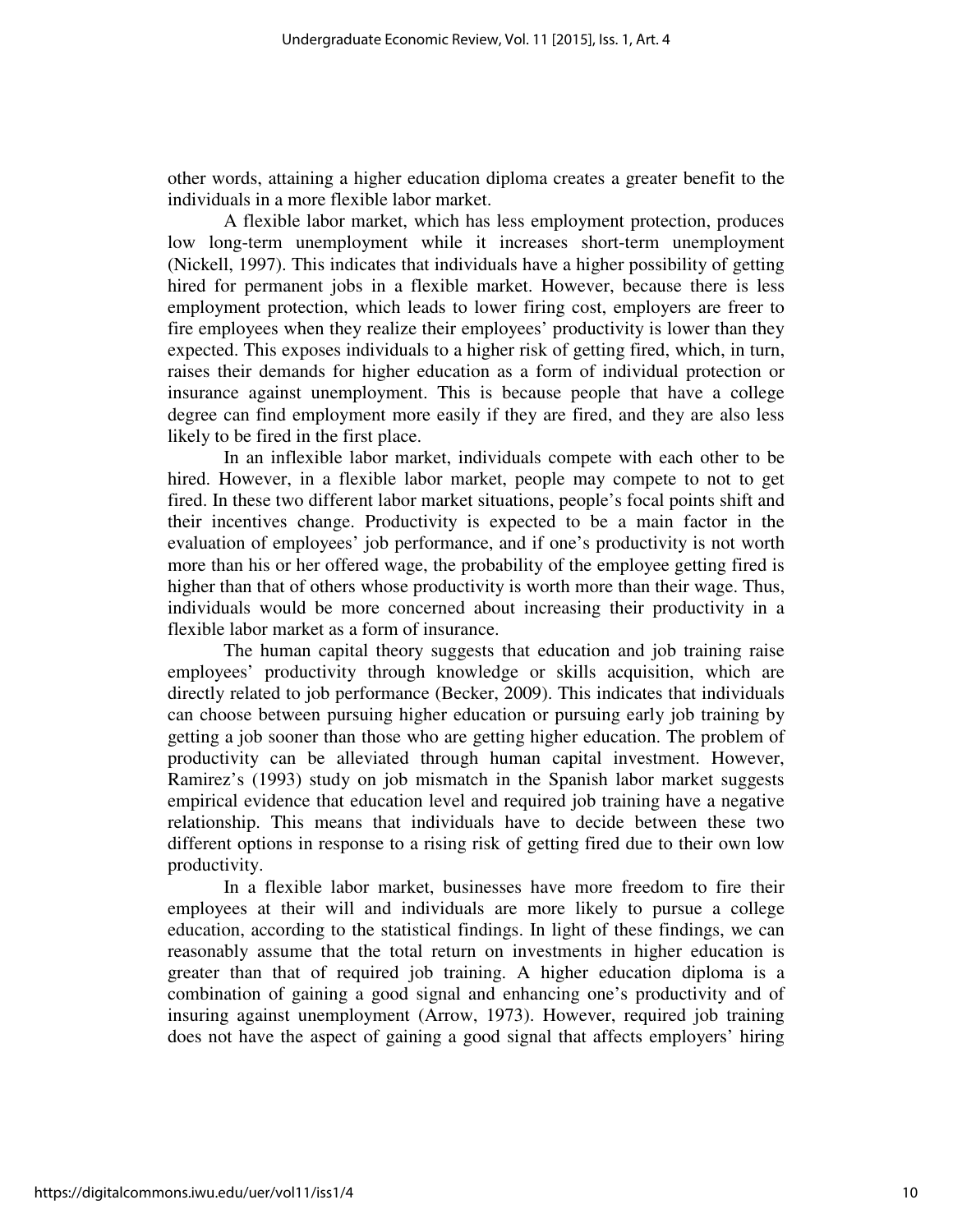other words, attaining a higher education diploma creates a greater benefit to the individuals in a more flexible labor market.

A flexible labor market, which has less employment protection, produces low long-term unemployment while it increases short-term unemployment (Nickell, 1997). This indicates that individuals have a higher possibility of getting hired for permanent jobs in a flexible market. However, because there is less employment protection, which leads to lower firing cost, employers are freer to fire employees when they realize their employees' productivity is lower than they expected. This exposes individuals to a higher risk of getting fired, which, in turn, raises their demands for higher education as a form of individual protection or insurance against unemployment. This is because people that have a college degree can find employment more easily if they are fired, and they are also less likely to be fired in the first place.

In an inflexible labor market, individuals compete with each other to be hired. However, in a flexible labor market, people may compete to not to get fired. In these two different labor market situations, people's focal points shift and their incentives change. Productivity is expected to be a main factor in the evaluation of employees' job performance, and if one's productivity is not worth more than his or her offered wage, the probability of the employee getting fired is higher than that of others whose productivity is worth more than their wage. Thus, individuals would be more concerned about increasing their productivity in a flexible labor market as a form of insurance.

The human capital theory suggests that education and job training raise employees' productivity through knowledge or skills acquisition, which are directly related to job performance (Becker, 2009). This indicates that individuals can choose between pursuing higher education or pursuing early job training by getting a job sooner than those who are getting higher education. The problem of productivity can be alleviated through human capital investment. However, Ramirez's (1993) study on job mismatch in the Spanish labor market suggests empirical evidence that education level and required job training have a negative relationship. This means that individuals have to decide between these two different options in response to a rising risk of getting fired due to their own low productivity.

In a flexible labor market, businesses have more freedom to fire their employees at their will and individuals are more likely to pursue a college education, according to the statistical findings. In light of these findings, we can reasonably assume that the total return on investments in higher education is greater than that of required job training. A higher education diploma is a combination of gaining a good signal and enhancing one's productivity and of insuring against unemployment (Arrow, 1973). However, required job training does not have the aspect of gaining a good signal that affects employers' hiring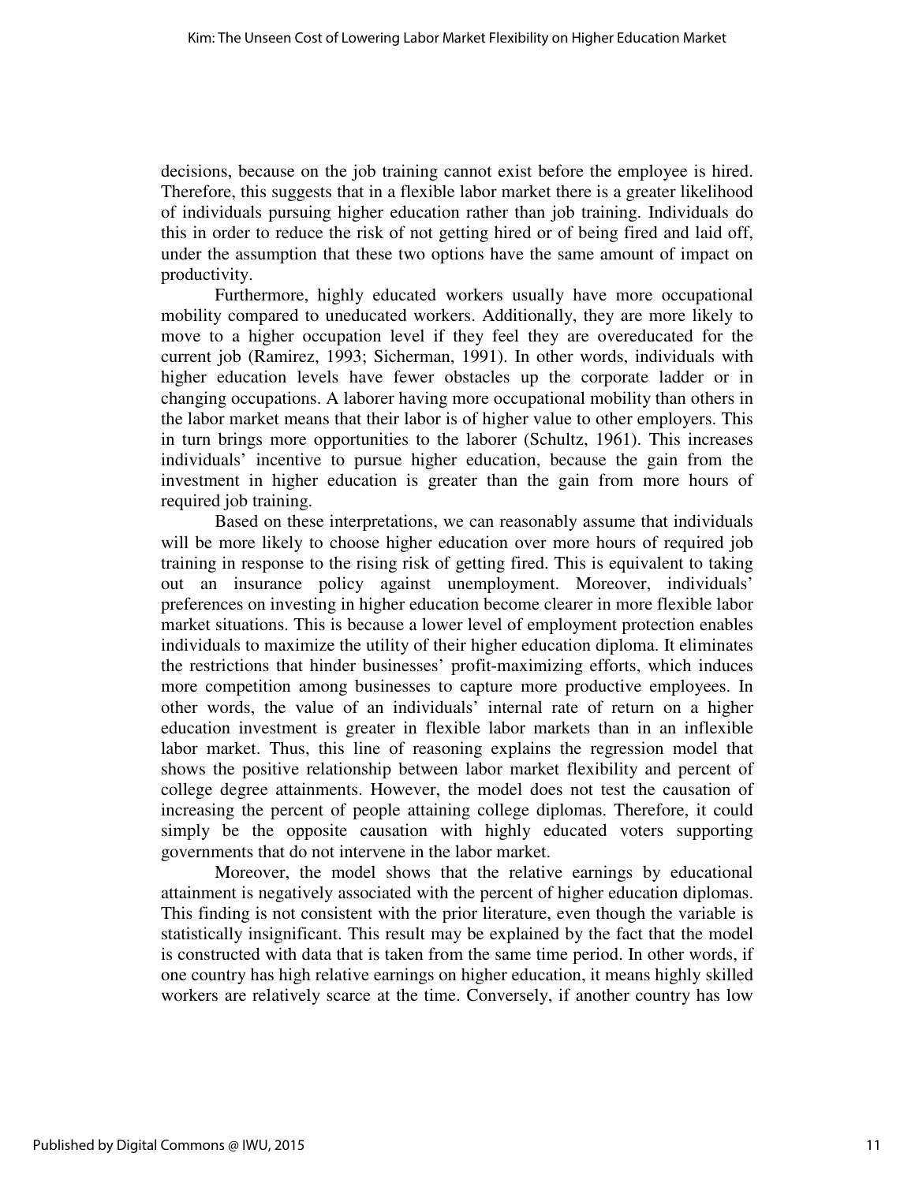decisions, because on the job training cannot exist before the employee is hired. Therefore, this suggests that in a flexible labor market there is a greater likelihood of individuals pursuing higher education rather than job training. Individuals do this in order to reduce the risk of not getting hired or of being fired and laid off, under the assumption that these two options have the same amount of impact on productivity.

Furthermore, highly educated workers usually have more occupational mobility compared to uneducated workers. Additionally, they are more likely to move to a higher occupation level if they feel they are overeducated for the current job (Ramirez, 1993; Sicherman, 1991). In other words, individuals with higher education levels have fewer obstacles up the corporate ladder or in changing occupations. A laborer having more occupational mobility than others in the labor market means that their labor is of higher value to other employers. This in turn brings more opportunities to the laborer (Schultz, 1961). This increases individuals' incentive to pursue higher education, because the gain from the investment in higher education is greater than the gain from more hours of required job training.

Based on these interpretations, we can reasonably assume that individuals will be more likely to choose higher education over more hours of required job training in response to the rising risk of getting fired. This is equivalent to taking out an insurance policy against unemployment. Moreover, individuals' preferences on investing in higher education become clearer in more flexible labor market situations. This is because a lower level of employment protection enables individuals to maximize the utility of their higher education diploma. It eliminates the restrictions that hinder businesses' profit-maximizing efforts, which induces more competition among businesses to capture more productive employees. In other words, the value of an individuals' internal rate of return on a higher education investment is greater in flexible labor markets than in an inflexible labor market. Thus, this line of reasoning explains the regression model that shows the positive relationship between labor market flexibility and percent of college degree attainments. However, the model does not test the causation of increasing the percent of people attaining college diplomas. Therefore, it could simply be the opposite causation with highly educated voters supporting governments that do not intervene in the labor market.

Moreover, the model shows that the relative earnings by educational attainment is negatively associated with the percent of higher education diplomas. This finding is not consistent with the prior literature, even though the variable is statistically insignificant. This result may be explained by the fact that the model is constructed with data that is taken from the same time period. In other words, if one country has high relative earnings on higher education, it means highly skilled workers are relatively scarce at the time. Conversely, if another country has low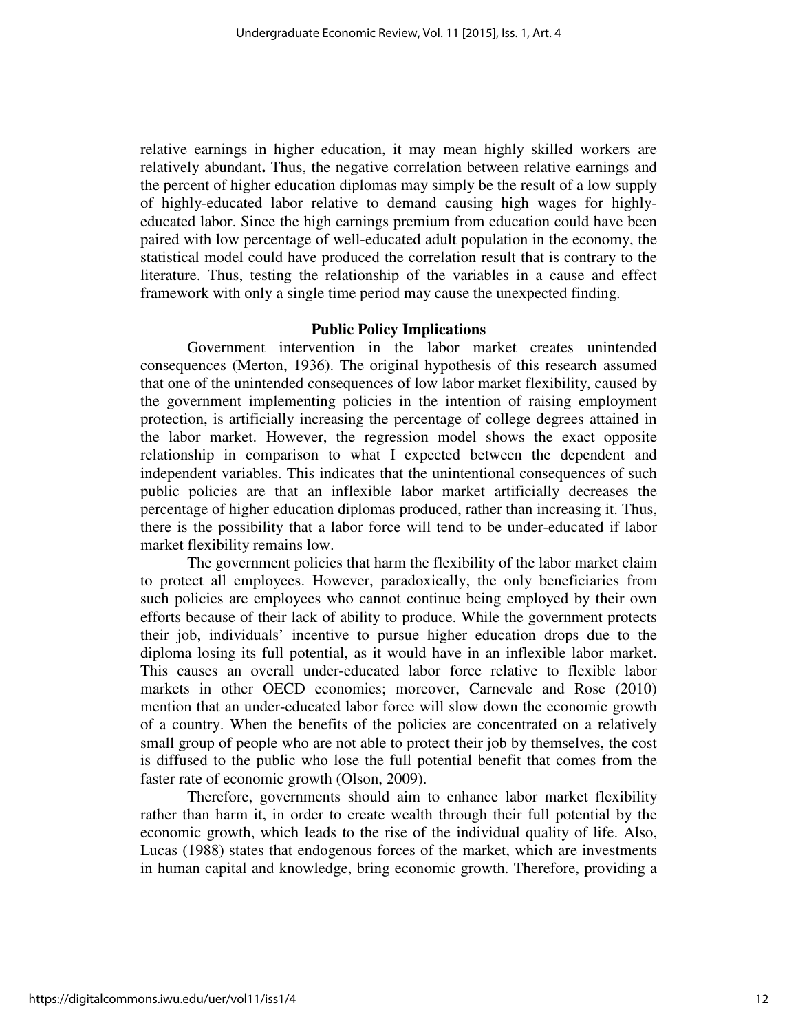relative earnings in higher education, it may mean highly skilled workers are relatively abundant**.** Thus, the negative correlation between relative earnings and the percent of higher education diplomas may simply be the result of a low supply of highly-educated labor relative to demand causing high wages for highly-educated labor. Since the high earnings premium from education could have been paired with low percentage of well-educated adult population in the economy, the statistical model could have produced the correlation result that is contrary to the literature. Thus, testing the relationship of the variables in a cause and effect framework with only a single time period may cause the unexpected finding.

## Public Policy Implications

Government intervention in the labor market creates unintended consequences (Merton, 1936). The original hypothesis of this research assumed that one of the unintended consequences of low labor market flexibility, caused by the government implementing policies in the intention of raising employment protection, is artificially increasing the percentage of college degrees attained in the labor market. However, the regression model shows the exact opposite relationship in comparison to what I expected between the dependent and independent variables. This indicates that the unintentional consequences of such public policies are that an inflexible labor market artificially decreases the percentage of higher education diplomas produced, rather than increasing it. Thus, there is the possibility that a labor force will tend to be under-educated if labor market flexibility remains low.

The government policies that harm the flexibility of the labor market claim to protect all employees. However, paradoxically, the only beneficiaries from such policies are employees who cannot continue being employed by their own efforts because of their lack of ability to produce. While the government protects their job, individuals' incentive to pursue higher education drops due to the diploma losing its full potential, as it would have in an inflexible labor market. This causes an overall under-educated labor force relative to flexible labor markets in other OECD economies; moreover, Carnevale and Rose (2010) mention that an under-educated labor force will slow down the economic growth of a country. When the benefits of the policies are concentrated on a relatively small group of people who are not able to protect their job by themselves, the cost is diffused to the public who lose the full potential benefit that comes from the faster rate of economic growth (Olson, 2009).

Therefore, governments should aim to enhance labor market flexibility rather than harm it, in order to create wealth through their full potential by the economic growth, which leads to the rise of the individual quality of life. Also, Lucas (1988) states that endogenous forces of the market, which are investments in human capital and knowledge, bring economic growth. Therefore, providing a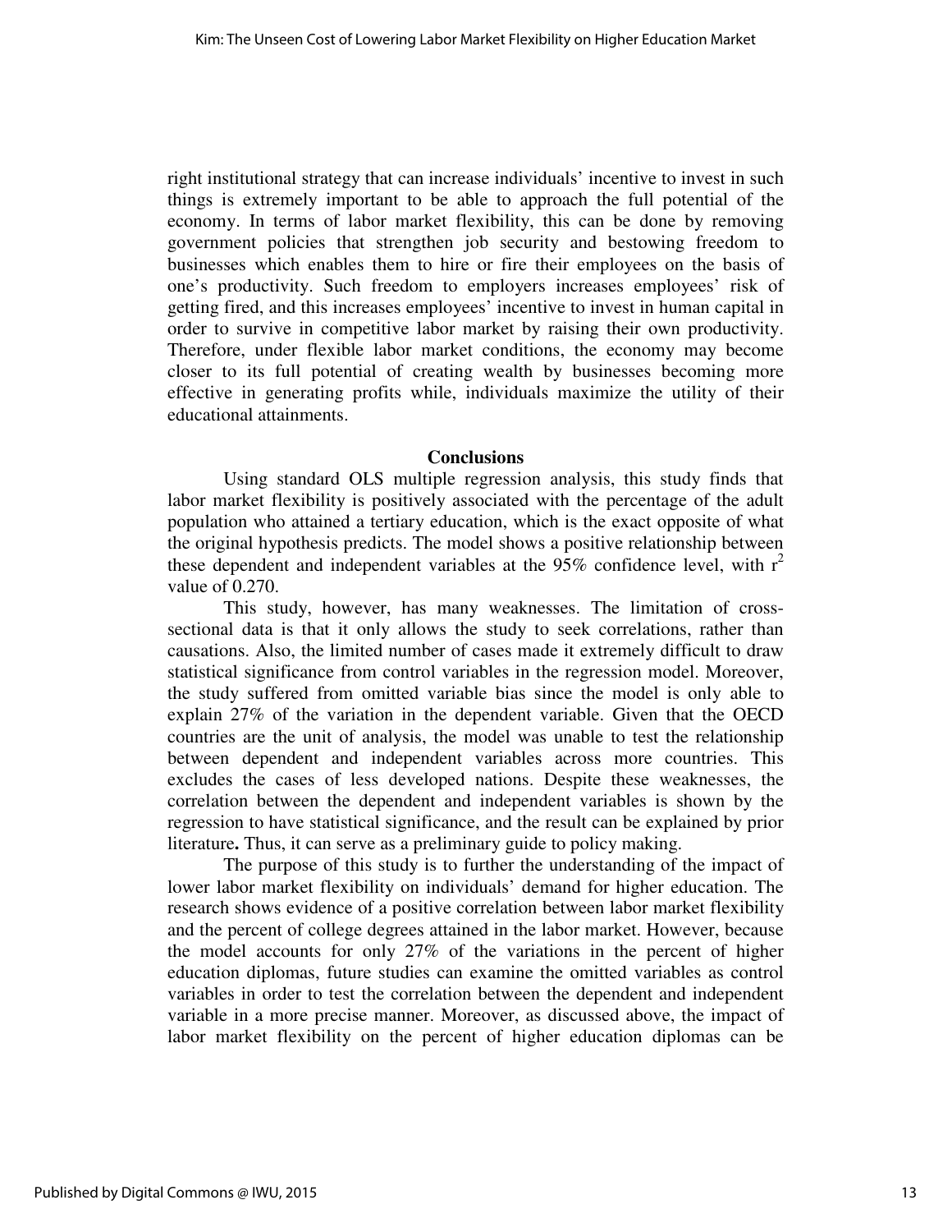right institutional strategy that can increase individuals' incentive to invest in such things is extremely important to be able to approach the full potential of the economy. In terms of labor market flexibility, this can be done by removing government policies that strengthen job security and bestowing freedom to businesses which enables them to hire or fire their employees on the basis of one's productivity. Such freedom to employers increases employees' risk of getting fired, and this increases employees' incentive to invest in human capital in order to survive in competitive labor market by raising their own productivity. Therefore, under flexible labor market conditions, the economy may become closer to its full potential of creating wealth by businesses becoming more effective in generating profits while, individuals maximize the utility of their educational attainments.

## Conclusions

Using standard OLS multiple regression analysis, this study finds that labor market flexibility is positively associated with the percentage of the adult population who attained a tertiary education, which is the exact opposite of what the original hypothesis predicts. The model shows a positive relationship between these dependent and independent variables at the 95% confidence level, with $r^2$ value of 0.270.

This study, however, has many weaknesses. The limitation of cross-sectional data is that it only allows the study to seek correlations, rather than causations. Also, the limited number of cases made it extremely difficult to draw statistical significance from control variables in the regression model. Moreover, the study suffered from omitted variable bias since the model is only able to explain 27% of the variation in the dependent variable. Given that the OECD countries are the unit of analysis, the model was unable to test the relationship between dependent and independent variables across more countries. This excludes the cases of less developed nations. Despite these weaknesses, the correlation between the dependent and independent variables is shown by the regression to have statistical significance, and the result can be explained by prior literature**.** Thus, it can serve as a preliminary guide to policy making.

The purpose of this study is to further the understanding of the impact of lower labor market flexibility on individuals' demand for higher education. The research shows evidence of a positive correlation between labor market flexibility and the percent of college degrees attained in the labor market. However, because the model accounts for only 27% of the variations in the percent of higher education diplomas, future studies can examine the omitted variables as control variables in order to test the correlation between the dependent and independent variable in a more precise manner. Moreover, as discussed above, the impact of labor market flexibility on the percent of higher education diplomas can be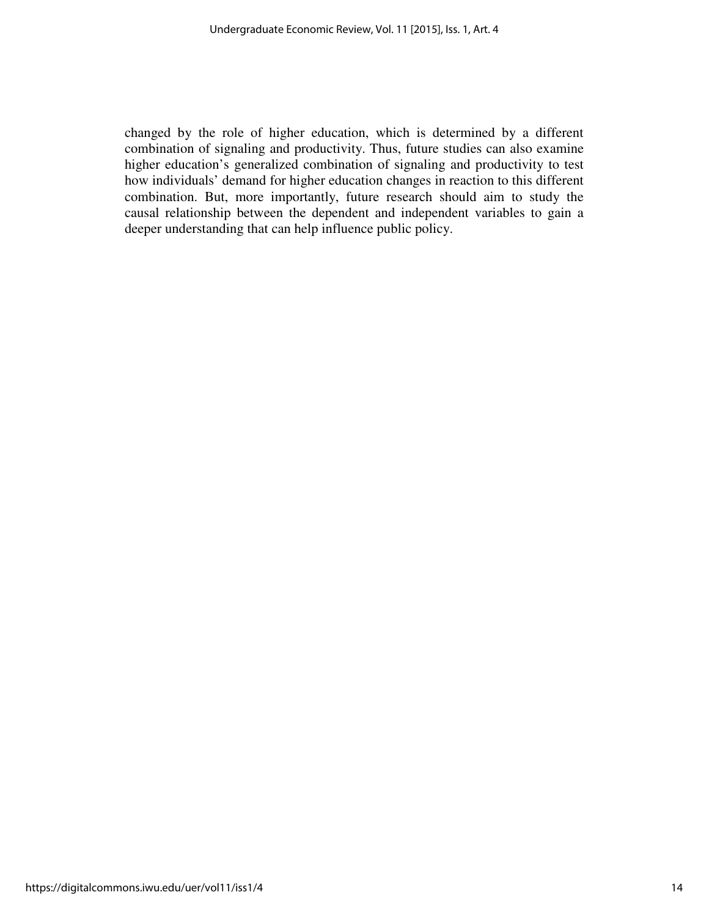changed by the role of higher education, which is determined by a different combination of signaling and productivity. Thus, future studies can also examine higher education's generalized combination of signaling and productivity to test how individuals' demand for higher education changes in reaction to this different combination. But, more importantly, future research should aim to study the causal relationship between the dependent and independent variables to gain a deeper understanding that can help influence public policy.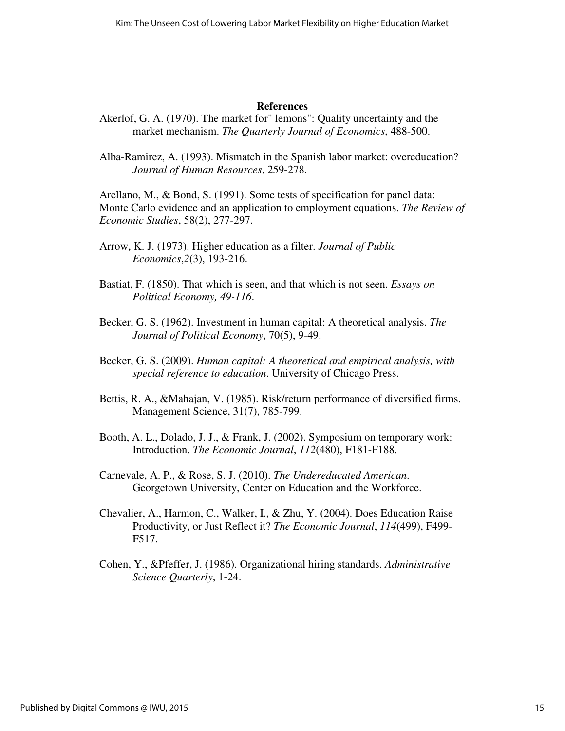## References

Akerlof, G. A. (1970). The market for" lemons": Quality uncertainty and the market mechanism. *The Quarterly Journal of Economics*, 488-500.

Alba-Ramirez, A. (1993). Mismatch in the Spanish labor market: overeducation? *Journal of Human Resources*, 259-278.

Arellano, M., & Bond, S. (1991). Some tests of specification for panel data: Monte Carlo evidence and an application to employment equations. *The Review of Economic Studies*, 58(2), 277-297.

Arrow, K. J. (1973). Higher education as a filter. *Journal of Public Economics*,*2*(3), 193-216.

Bastiat, F. (1850). That which is seen, and that which is not seen. *Essays on Political Economy, 49-116*.

Becker, G. S. (1962). Investment in human capital: A theoretical analysis. *The Journal of Political Economy*, 70(5), 9-49.

Becker, G. S. (2009). *Human capital: A theoretical and empirical analysis, with special reference to education*. University of Chicago Press.

Bettis, R. A., &Mahajan, V. (1985). Risk/return performance of diversified firms. Management Science, 31(7), 785-799.

Booth, A. L., Dolado, J. J., & Frank, J. (2002). Symposium on temporary work: Introduction. *The Economic Journal*, *112*(480), F181-F188.

Carnevale, A. P., & Rose, S. J. (2010). *The Undereducated American*. Georgetown University, Center on Education and the Workforce.

Chevalier, A., Harmon, C., Walker, I., & Zhu, Y. (2004). Does Education Raise Productivity, or Just Reflect it? *The Economic Journal*, *114*(499), F499-F517.

Cohen, Y., &Pfeffer, J. (1986). Organizational hiring standards. *Administrative Science Quarterly*, 1-24.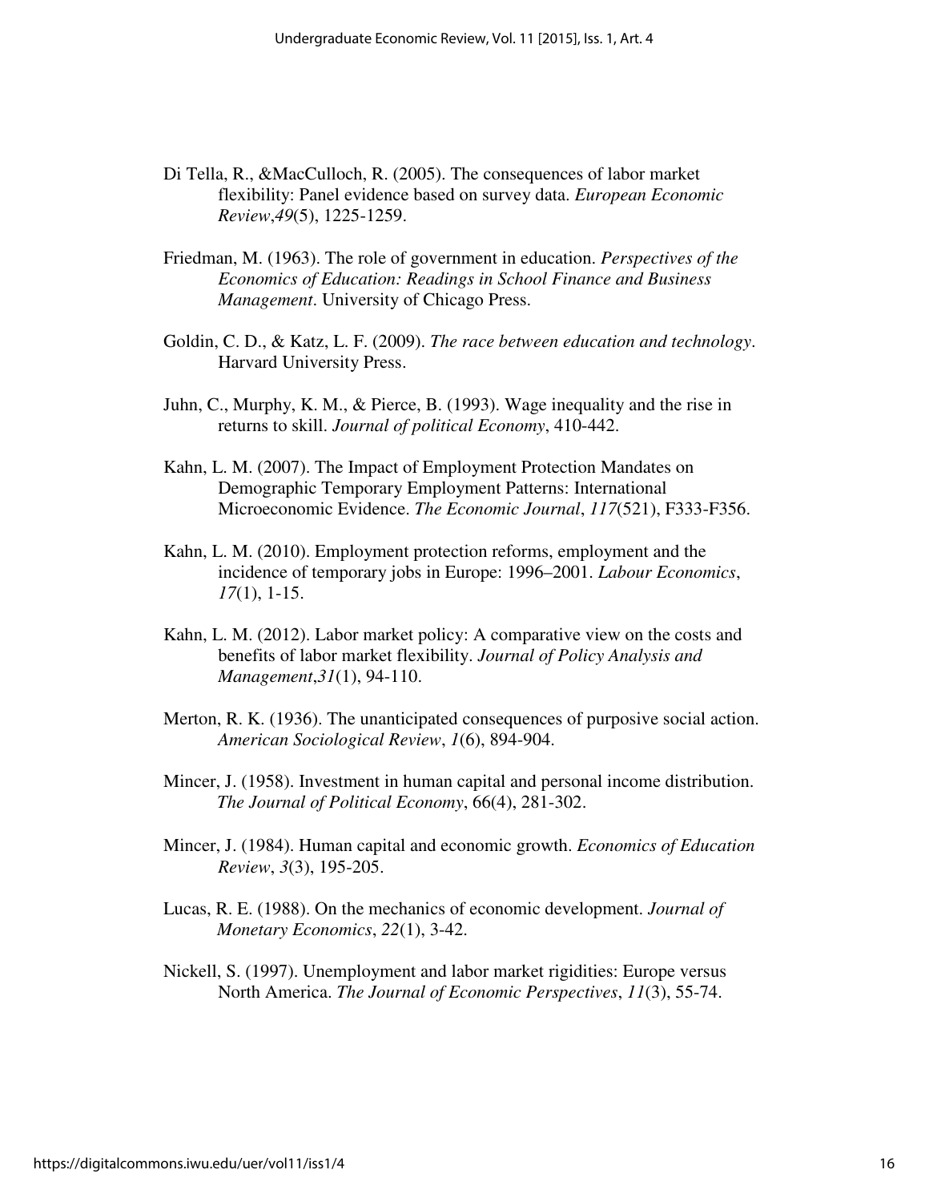Di Tella, R., &MacCulloch, R. (2005). The consequences of labor market flexibility: Panel evidence based on survey data. *European Economic Review*,*49*(5), 1225-1259.

Friedman, M. (1963). The role of government in education. *Perspectives of the Economics of Education: Readings in School Finance and Business Management*. University of Chicago Press.

Goldin, C. D., & Katz, L. F. (2009). *The race between education and technology*. Harvard University Press.

Juhn, C., Murphy, K. M., & Pierce, B. (1993). Wage inequality and the rise in returns to skill. *Journal of political Economy*, 410-442.

Kahn, L. M. (2007). The Impact of Employment Protection Mandates on Demographic Temporary Employment Patterns: International Microeconomic Evidence. *The Economic Journal*, *117*(521), F333-F356.

Kahn, L. M. (2010). Employment protection reforms, employment and the incidence of temporary jobs in Europe: 1996–2001. *Labour Economics*, *17*(1), 1-15.

Kahn, L. M. (2012). Labor market policy: A comparative view on the costs and benefits of labor market flexibility. *Journal of Policy Analysis and Management*,*31*(1), 94-110.

Merton, R. K. (1936). The unanticipated consequences of purposive social action. *American Sociological Review*, *1*(6), 894-904.

Mincer, J. (1958). Investment in human capital and personal income distribution. *The Journal of Political Economy*, 66(4), 281-302.

Mincer, J. (1984). Human capital and economic growth. *Economics of Education Review*, *3*(3), 195-205.

Lucas, R. E. (1988). On the mechanics of economic development. *Journal of Monetary Economics*, *22*(1), 3-42.

Nickell, S. (1997). Unemployment and labor market rigidities: Europe versus North America. *The Journal of Economic Perspectives*, *11*(3), 55-74.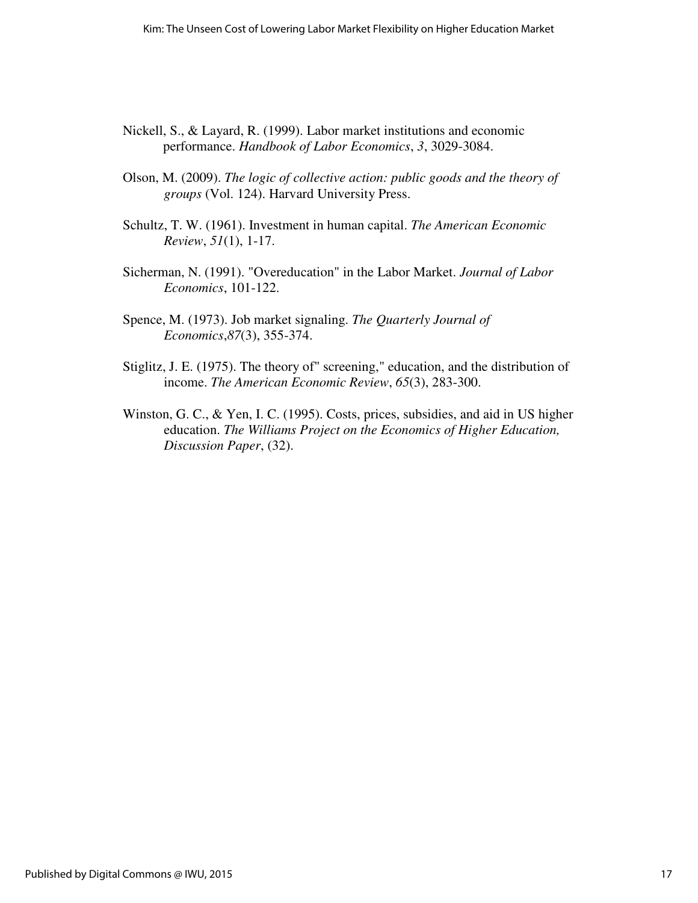Nickell, S., & Layard, R. (1999). Labor market institutions and economic performance. *Handbook of Labor Economics*, *3*, 3029-3084.

Olson, M. (2009). *The logic of collective action: public goods and the theory of groups* (Vol. 124). Harvard University Press.

Schultz, T. W. (1961). Investment in human capital. *The American Economic Review*, *51*(1), 1-17.

Sicherman, N. (1991). "Overeducation" in the Labor Market. *Journal of Labor Economics*, 101-122.

Spence, M. (1973). Job market signaling. *The Quarterly Journal of Economics*,*87*(3), 355-374.

Stiglitz, J. E. (1975). The theory of" screening," education, and the distribution of income. *The American Economic Review*, *65*(3), 283-300.

Winston, G. C., & Yen, I. C. (1995). Costs, prices, subsidies, and aid in US higher education. *The Williams Project on the Economics of Higher Education, Discussion Paper*, (32).